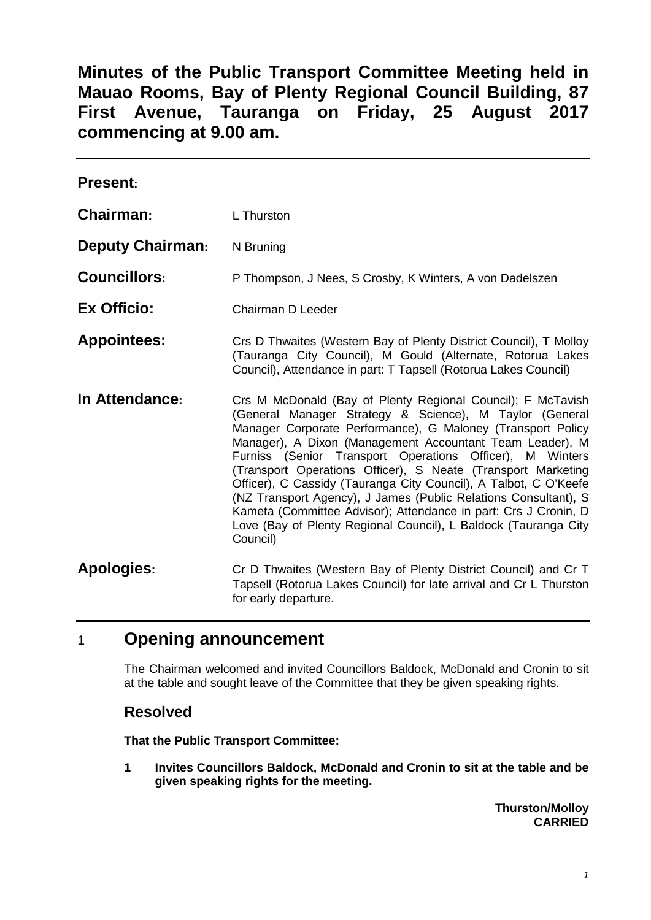# Minutes of the Public Transport Committee Meeting held in Mauao Rooms, Bay of Plenty Regional Council Building, 87 First Avenue, Tauranga on Friday, 25 August 2017 commencing at 9.00 am.

**Present:**

**Chairman:** L Thurston

**Deputy Chairman:** N Bruning

**Councillors:** P Thompson, J Nees, S Crosby, K Winters, A von Dadelszen

**Ex Officio:** Chairman D Leeder

**Appointees:** Crs D Thwaites (Western Bay of Plenty District Council), T Molloy (Tauranga City Council), M Gould (Alternate, Rotorua Lakes Council), Attendance in part: T Tapsell (Rotorua Lakes Council)

**In Attendance:** Crs M McDonald (Bay of Plenty Regional Council); F McTavish (General Manager Strategy & Science), M Taylor (General Manager Corporate Performance), G Maloney (Transport Policy Manager), A Dixon (Management Accountant Team Leader), M Furniss (Senior Transport Operations Officer), M Winters (Transport Operations Officer), S Neate (Transport Marketing Officer), C Cassidy (Tauranga City Council), A Talbot, C O'Keefe (NZ Transport Agency), J James (Public Relations Consultant), S Kameta (Committee Advisor); Attendance in part: Crs J Cronin, D Love (Bay of Plenty Regional Council), L Baldock (Tauranga City Council)

**Apologies:** Cr D Thwaites (Western Bay of Plenty District Council) and Cr T Tapsell (Rotorua Lakes Council) for late arrival and Cr L Thurston for early departure.

## 1 Opening announcement

The Chairman welcomed and invited Councillors Baldock, McDonald and Cronin to sit at the table and sought leave of the Committee that they be given speaking rights.

### Resolved

**That the Public Transport Committee:**

**1 Invites Councillors Baldock, McDonald and Cronin to sit at the table and be given speaking rights for the meeting.**

**Thurston/Molloy**
**CARRIED**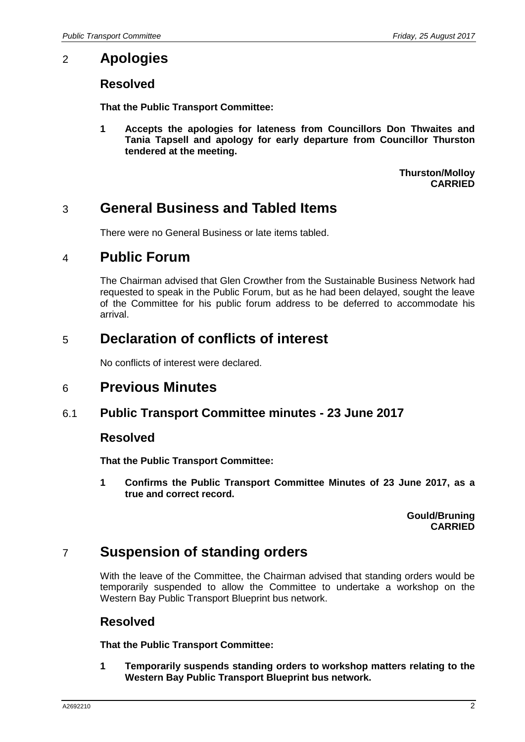## 2 Apologies

### Resolved

**That the Public Transport Committee:**

**1 Accepts the apologies for lateness from Councillors Don Thwaites and Tania Tapsell and apology for early departure from Councillor Thurston tendered at the meeting.**

**Thurston/Molloy**
**CARRIED**

## 3 General Business and Tabled Items

There were no General Business or late items tabled.

## 4 Public Forum

The Chairman advised that Glen Crowther from the Sustainable Business Network had requested to speak in the Public Forum, but as he had been delayed, sought the leave of the Committee for his public forum address to be deferred to accommodate his arrival.

## 5 Declaration of conflicts of interest

No conflicts of interest were declared.

## 6 Previous Minutes

### 6.1 Public Transport Committee minutes - 23 June 2017

### Resolved

**That the Public Transport Committee:**

**1 Confirms the Public Transport Committee Minutes of 23 June 2017, as a true and correct record.**

**Gould/Bruning**
**CARRIED**

## 7 Suspension of standing orders

With the leave of the Committee, the Chairman advised that standing orders would be temporarily suspended to allow the Committee to undertake a workshop on the Western Bay Public Transport Blueprint bus network.

### Resolved

**That the Public Transport Committee:**

**1 Temporarily suspends standing orders to workshop matters relating to the Western Bay Public Transport Blueprint bus network.**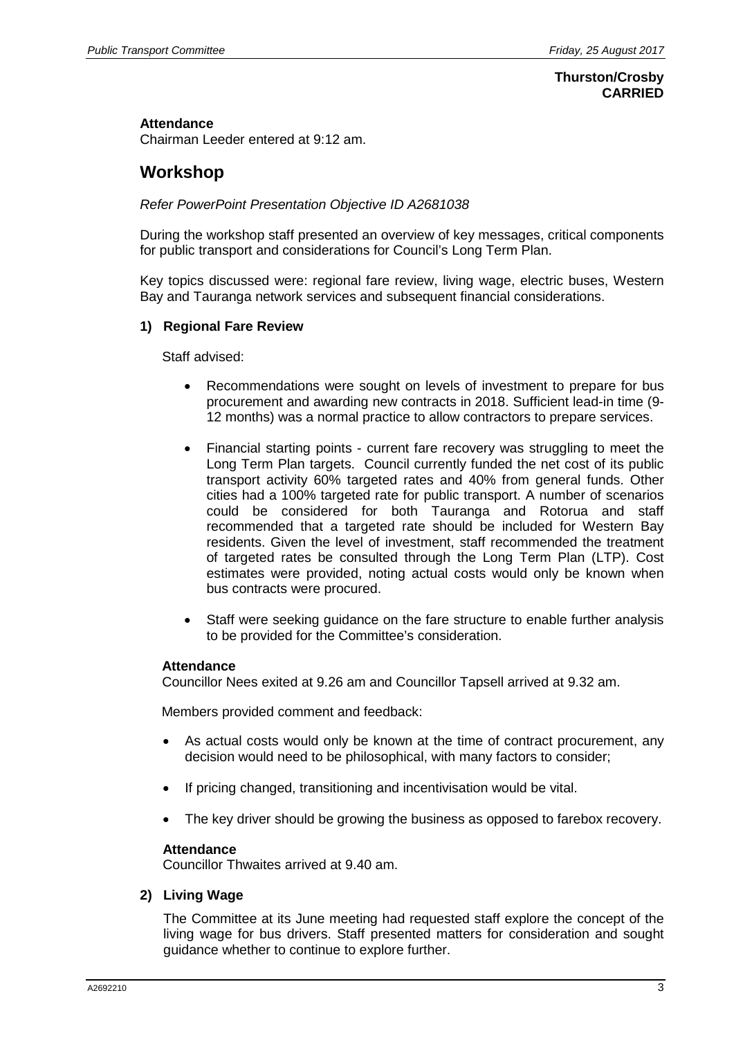**Thurston/Crosby**
**CARRIED**

**Attendance**
Chairman Leeder entered at 9:12 am.

## Workshop

*Refer PowerPoint Presentation Objective ID A2681038*

During the workshop staff presented an overview of key messages, critical components for public transport and considerations for Council's Long Term Plan.

Key topics discussed were: regional fare review, living wage, electric buses, Western Bay and Tauranga network services and subsequent financial considerations.

### 1) Regional Fare Review

Staff advised:

- Recommendations were sought on levels of investment to prepare for bus procurement and awarding new contracts in 2018. Sufficient lead-in time (9-12 months) was a normal practice to allow contractors to prepare services.
- Financial starting points - current fare recovery was struggling to meet the Long Term Plan targets. Council currently funded the net cost of its public transport activity 60% targeted rates and 40% from general funds. Other cities had a 100% targeted rate for public transport. A number of scenarios could be considered for both Tauranga and Rotorua and staff recommended that a targeted rate should be included for Western Bay residents. Given the level of investment, staff recommended the treatment of targeted rates be consulted through the Long Term Plan (LTP). Cost estimates were provided, noting actual costs would only be known when bus contracts were procured.
- Staff were seeking guidance on the fare structure to enable further analysis to be provided for the Committee's consideration.

**Attendance**
Councillor Nees exited at 9.26 am and Councillor Tapsell arrived at 9.32 am.

Members provided comment and feedback:

- As actual costs would only be known at the time of contract procurement, any decision would need to be philosophical, with many factors to consider;
- If pricing changed, transitioning and incentivisation would be vital.
- The key driver should be growing the business as opposed to farebox recovery.

**Attendance**
Councillor Thwaites arrived at 9.40 am.

### 2) Living Wage

The Committee at its June meeting had requested staff explore the concept of the living wage for bus drivers. Staff presented matters for consideration and sought guidance whether to continue to explore further.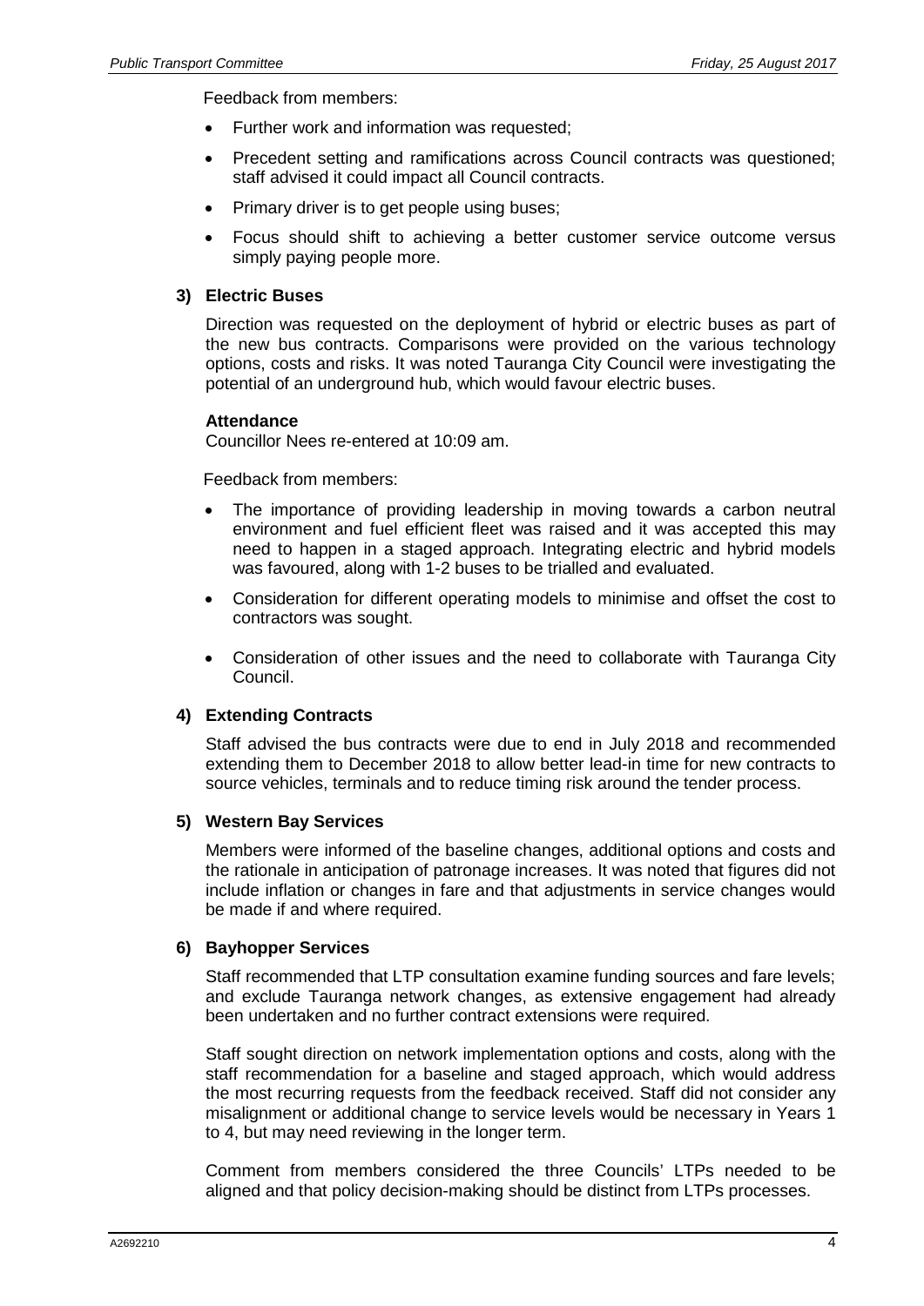Feedback from members:

- Further work and information was requested;
- Precedent setting and ramifications across Council contracts was questioned; staff advised it could impact all Council contracts.
- Primary driver is to get people using buses;
- Focus should shift to achieving a better customer service outcome versus simply paying people more.

**3) Electric Buses**

Direction was requested on the deployment of hybrid or electric buses as part of the new bus contracts. Comparisons were provided on the various technology options, costs and risks. It was noted Tauranga City Council were investigating the potential of an underground hub, which would favour electric buses.

**Attendance**
Councillor Nees re-entered at 10:09 am.

Feedback from members:

- The importance of providing leadership in moving towards a carbon neutral environment and fuel efficient fleet was raised and it was accepted this may need to happen in a staged approach. Integrating electric and hybrid models was favoured, along with 1-2 buses to be trialled and evaluated.
- Consideration for different operating models to minimise and offset the cost to contractors was sought.
- Consideration of other issues and the need to collaborate with Tauranga City Council.

**4) Extending Contracts**

Staff advised the bus contracts were due to end in July 2018 and recommended extending them to December 2018 to allow better lead-in time for new contracts to source vehicles, terminals and to reduce timing risk around the tender process.

**5) Western Bay Services**

Members were informed of the baseline changes, additional options and costs and the rationale in anticipation of patronage increases. It was noted that figures did not include inflation or changes in fare and that adjustments in service changes would be made if and where required.

**6) Bayhopper Services**

Staff recommended that LTP consultation examine funding sources and fare levels; and exclude Tauranga network changes, as extensive engagement had already been undertaken and no further contract extensions were required.

Staff sought direction on network implementation options and costs, along with the staff recommendation for a baseline and staged approach, which would address the most recurring requests from the feedback received. Staff did not consider any misalignment or additional change to service levels would be necessary in Years 1 to 4, but may need reviewing in the longer term.

Comment from members considered the three Councils' LTPs needed to be aligned and that policy decision-making should be distinct from LTPs processes.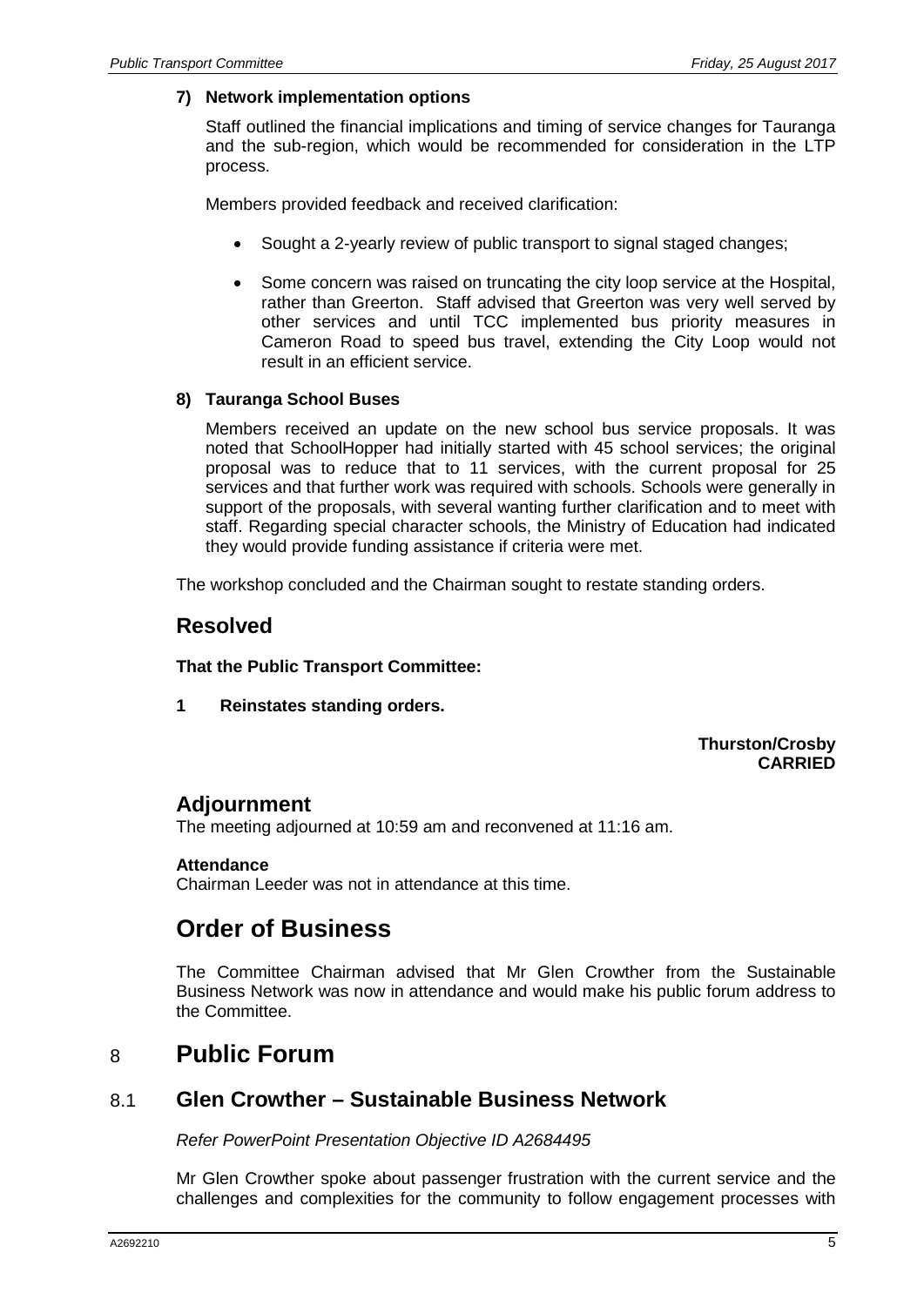**7) Network implementation options**

Staff outlined the financial implications and timing of service changes for Tauranga and the sub-region, which would be recommended for consideration in the LTP process.

Members provided feedback and received clarification:

- Sought a 2-yearly review of public transport to signal staged changes;
- Some concern was raised on truncating the city loop service at the Hospital, rather than Greerton. Staff advised that Greerton was very well served by other services and until TCC implemented bus priority measures in Cameron Road to speed bus travel, extending the City Loop would not result in an efficient service.

**8) Tauranga School Buses**

Members received an update on the new school bus service proposals. It was noted that SchoolHopper had initially started with 45 school services; the original proposal was to reduce that to 11 services, with the current proposal for 25 services and that further work was required with schools. Schools were generally in support of the proposals, with several wanting further clarification and to meet with staff. Regarding special character schools, the Ministry of Education had indicated they would provide funding assistance if criteria were met.

The workshop concluded and the Chairman sought to restate standing orders.

## Resolved

**That the Public Transport Committee:**

**1 Reinstates standing orders.**

**Thurston/Crosby**
**CARRIED**

## Adjournment

The meeting adjourned at 10:59 am and reconvened at 11:16 am.

**Attendance**

Chairman Leeder was not in attendance at this time.

# Order of Business

The Committee Chairman advised that Mr Glen Crowther from the Sustainable Business Network was now in attendance and would make his public forum address to the Committee.

# 8 Public Forum

## 8.1 Glen Crowther – Sustainable Business Network

*Refer PowerPoint Presentation Objective ID A2684495*

Mr Glen Crowther spoke about passenger frustration with the current service and the challenges and complexities for the community to follow engagement processes with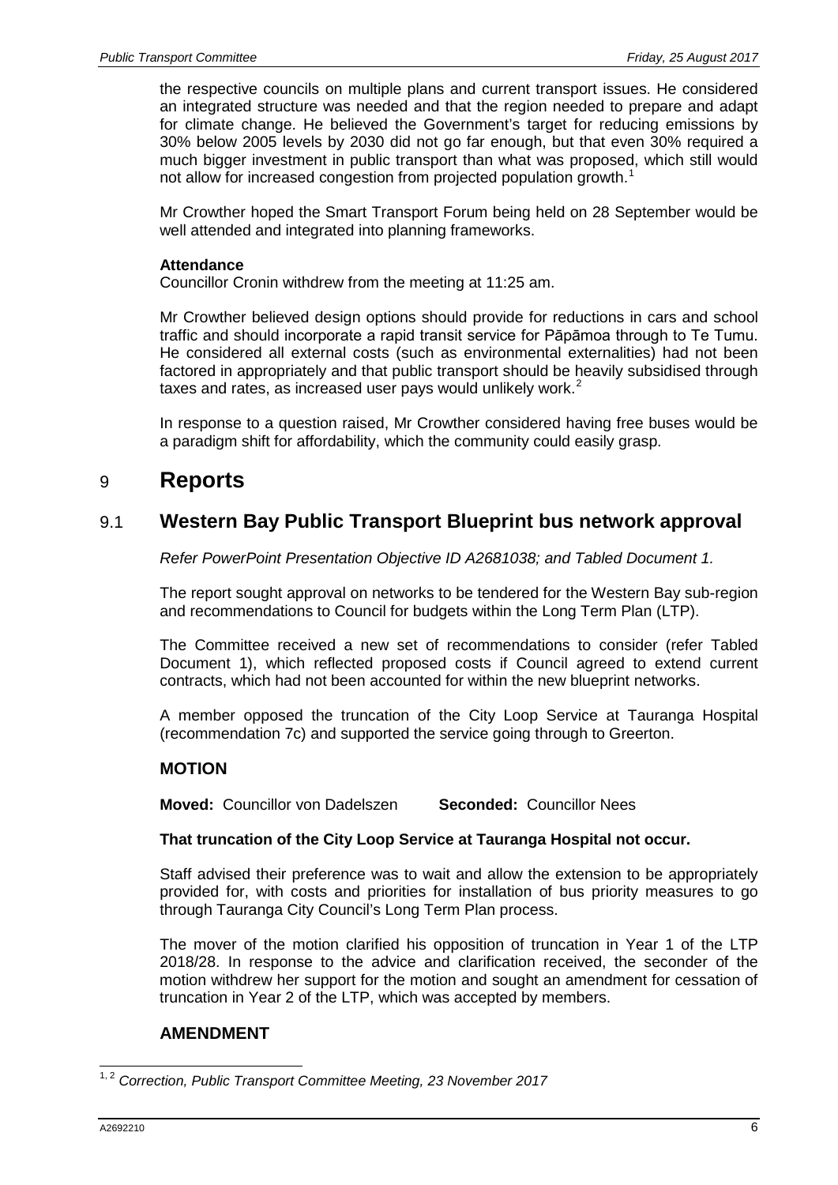the respective councils on multiple plans and current transport issues. He considered an integrated structure was needed and that the region needed to prepare and adapt for climate change. He believed the Government's target for reducing emissions by 30% below 2005 levels by 2030 did not go far enough, but that even 30% required a much bigger investment in public transport than what was proposed, which still would not allow for increased congestion from projected population growth.[1]

Mr Crowther hoped the Smart Transport Forum being held on 28 September would be well attended and integrated into planning frameworks.

**Attendance**
Councillor Cronin withdrew from the meeting at 11:25 am.

Mr Crowther believed design options should provide for reductions in cars and school traffic and should incorporate a rapid transit service for Pāpāmoa through to Te Tumu. He considered all external costs (such as environmental externalities) had not been factored in appropriately and that public transport should be heavily subsidised through taxes and rates, as increased user pays would unlikely work.[2]

In response to a question raised, Mr Crowther considered having free buses would be a paradigm shift for affordability, which the community could easily grasp.

# 9 Reports

## 9.1 Western Bay Public Transport Blueprint bus network approval

*Refer PowerPoint Presentation Objective ID A2681038; and Tabled Document 1.*

The report sought approval on networks to be tendered for the Western Bay sub-region and recommendations to Council for budgets within the Long Term Plan (LTP).

The Committee received a new set of recommendations to consider (refer Tabled Document 1), which reflected proposed costs if Council agreed to extend current contracts, which had not been accounted for within the new blueprint networks.

A member opposed the truncation of the City Loop Service at Tauranga Hospital (recommendation 7c) and supported the service going through to Greerton.

### MOTION

**Moved:** Councillor von Dadelszen **Seconded:** Councillor Nees

**That truncation of the City Loop Service at Tauranga Hospital not occur.**

Staff advised their preference was to wait and allow the extension to be appropriately provided for, with costs and priorities for installation of bus priority measures to go through Tauranga City Council's Long Term Plan process.

The mover of the motion clarified his opposition of truncation in Year 1 of the LTP 2018/28. In response to the advice and clarification received, the seconder of the motion withdrew her support for the motion and sought an amendment for cessation of truncation in Year 2 of the LTP, which was accepted by members.

### AMENDMENT

[1, 2] *Correction, Public Transport Committee Meeting, 23 November 2017*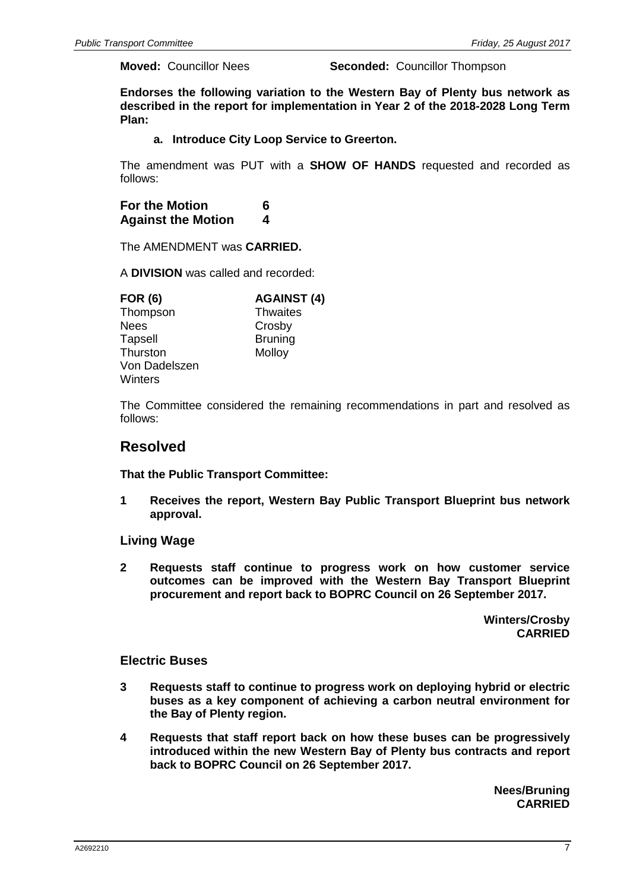**Moved:** Councillor Nees **Seconded:** Councillor Thompson

**Endorses the following variation to the Western Bay of Plenty bus network as described in the report for implementation in Year 2 of the 2018-2028 Long Term Plan:**

**a. Introduce City Loop Service to Greerton.**

The amendment was PUT with a **SHOW OF HANDS** requested and recorded as follows:

| | |
|---|---|
| **For the Motion** | **6** |
| **Against the Motion** | **4** |

The AMENDMENT was **CARRIED.**

A **DIVISION** was called and recorded:

| **FOR (6)** | **AGAINST (4)** |
|---|---|
| Thompson | Thwaites |
| Nees | Crosby |
| Tapsell | Bruning |
| Thurston | Molloy |
| Von Dadelszen | |
| Winters | |

The Committee considered the remaining recommendations in part and resolved as follows:

## Resolved

**That the Public Transport Committee:**

**1 Receives the report, Western Bay Public Transport Blueprint bus network approval.**

### Living Wage

**2 Requests staff continue to progress work on how customer service outcomes can be improved with the Western Bay Transport Blueprint procurement and report back to BOPRC Council on 26 September 2017.**

**Winters/Crosby**
**CARRIED**

### Electric Buses

**3 Requests staff to continue to progress work on deploying hybrid or electric buses as a key component of achieving a carbon neutral environment for the Bay of Plenty region.**

**4 Requests that staff report back on how these buses can be progressively introduced within the new Western Bay of Plenty bus contracts and report back to BOPRC Council on 26 September 2017.**

**Nees/Bruning**
**CARRIED**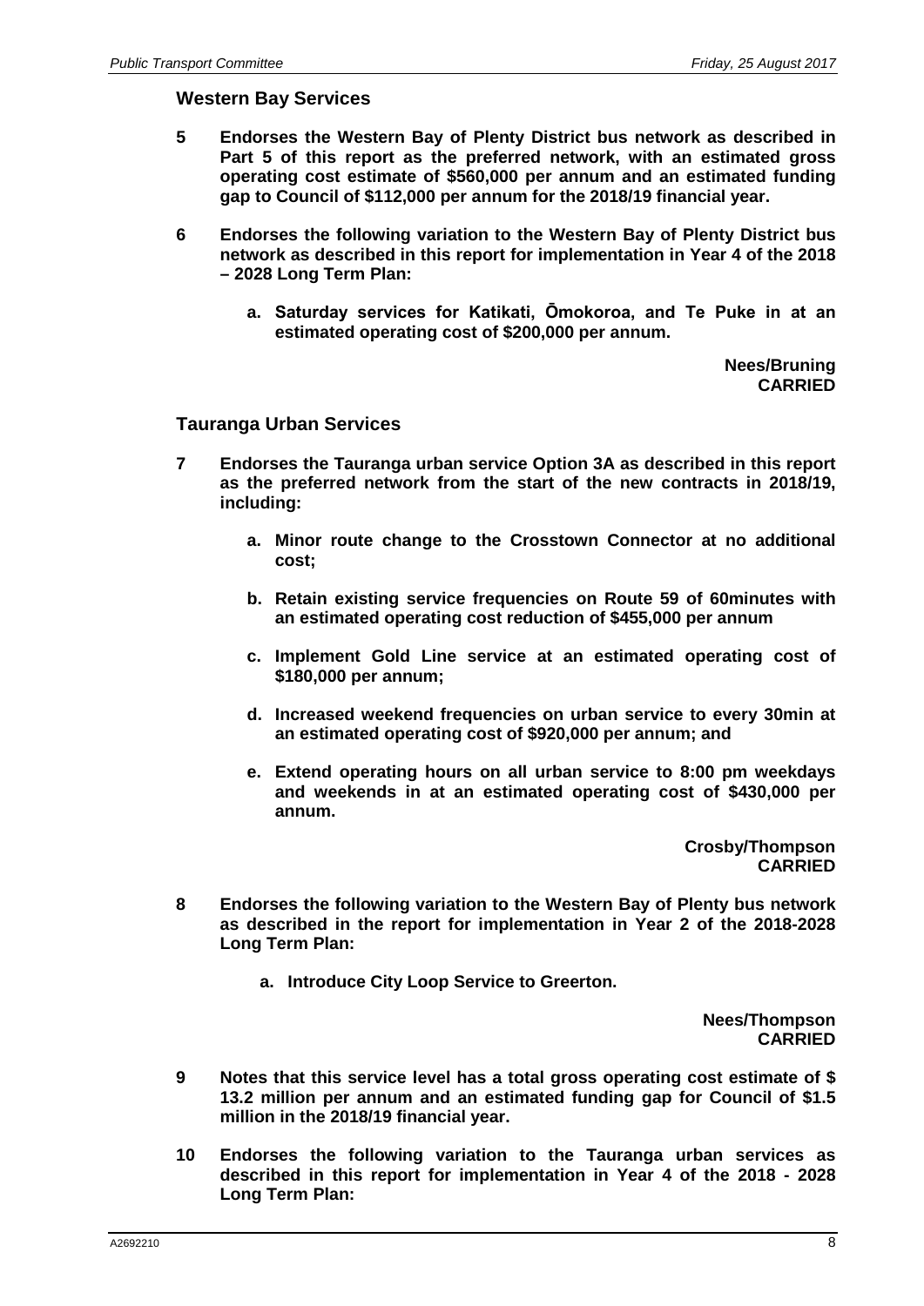### Western Bay Services

**5 Endorses the Western Bay of Plenty District bus network as described in Part 5 of this report as the preferred network, with an estimated gross operating cost estimate of $560,000 per annum and an estimated funding gap to Council of $112,000 per annum for the 2018/19 financial year.**

**6 Endorses the following variation to the Western Bay of Plenty District bus network as described in this report for implementation in Year 4 of the 2018 – 2028 Long Term Plan:**

> **a. Saturday services for Katikati, Ōmokoroa, and Te Puke in at an estimated operating cost of $200,000 per annum.**

**Nees/Bruning**
**CARRIED**

### Tauranga Urban Services

**7 Endorses the Tauranga urban service Option 3A as described in this report as the preferred network from the start of the new contracts in 2018/19, including:**

> **a. Minor route change to the Crosstown Connector at no additional cost;**
>
> **b. Retain existing service frequencies on Route 59 of 60minutes with an estimated operating cost reduction of $455,000 per annum**
>
> **c. Implement Gold Line service at an estimated operating cost of $180,000 per annum;**
>
> **d. Increased weekend frequencies on urban service to every 30min at an estimated operating cost of $920,000 per annum; and**
>
> **e. Extend operating hours on all urban service to 8:00 pm weekdays and weekends in at an estimated operating cost of $430,000 per annum.**

**Crosby/Thompson**
**CARRIED**

**8 Endorses the following variation to the Western Bay of Plenty bus network as described in the report for implementation in Year 2 of the 2018-2028 Long Term Plan:**

> **a. Introduce City Loop Service to Greerton.**

**Nees/Thompson**
**CARRIED**

**9 Notes that this service level has a total gross operating cost estimate of $ 13.2 million per annum and an estimated funding gap for Council of $1.5 million in the 2018/19 financial year.**

**10 Endorses the following variation to the Tauranga urban services as described in this report for implementation in Year 4 of the 2018 - 2028 Long Term Plan:**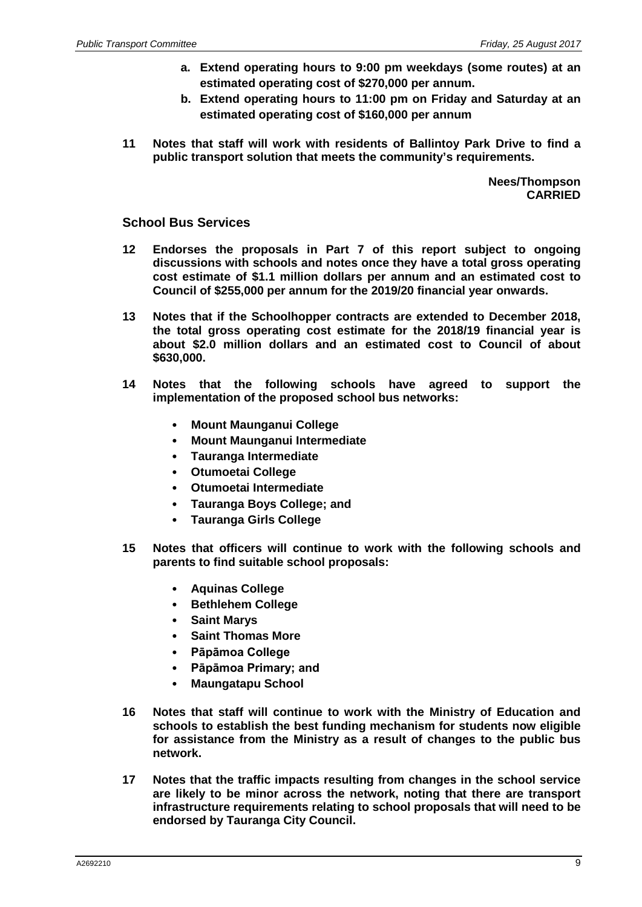**a. Extend operating hours to 9:00 pm weekdays (some routes) at an estimated operating cost of $270,000 per annum.**

**b. Extend operating hours to 11:00 pm on Friday and Saturday at an estimated operating cost of $160,000 per annum**

**11 Notes that staff will work with residents of Ballintoy Park Drive to find a public transport solution that meets the community's requirements.**

**Nees/Thompson**
**CARRIED**

## School Bus Services

**12 Endorses the proposals in Part 7 of this report subject to ongoing discussions with schools and notes once they have a total gross operating cost estimate of $1.1 million dollars per annum and an estimated cost to Council of $255,000 per annum for the 2019/20 financial year onwards.**

**13 Notes that if the Schoolhopper contracts are extended to December 2018, the total gross operating cost estimate for the 2018/19 financial year is about $2.0 million dollars and an estimated cost to Council of about $630,000.**

**14 Notes that the following schools have agreed to support the implementation of the proposed school bus networks:**

- **Mount Maunganui College**
- **Mount Maunganui Intermediate**
- **Tauranga Intermediate**
- **Otumoetai College**
- **Otumoetai Intermediate**
- **Tauranga Boys College; and**
- **Tauranga Girls College**

**15 Notes that officers will continue to work with the following schools and parents to find suitable school proposals:**

- **Aquinas College**
- **Bethlehem College**
- **Saint Marys**
- **Saint Thomas More**
- **Pāpāmoa College**
- **Pāpāmoa Primary; and**
- **Maungatapu School**

**16 Notes that staff will continue to work with the Ministry of Education and schools to establish the best funding mechanism for students now eligible for assistance from the Ministry as a result of changes to the public bus network.**

**17 Notes that the traffic impacts resulting from changes in the school service are likely to be minor across the network, noting that there are transport infrastructure requirements relating to school proposals that will need to be endorsed by Tauranga City Council.**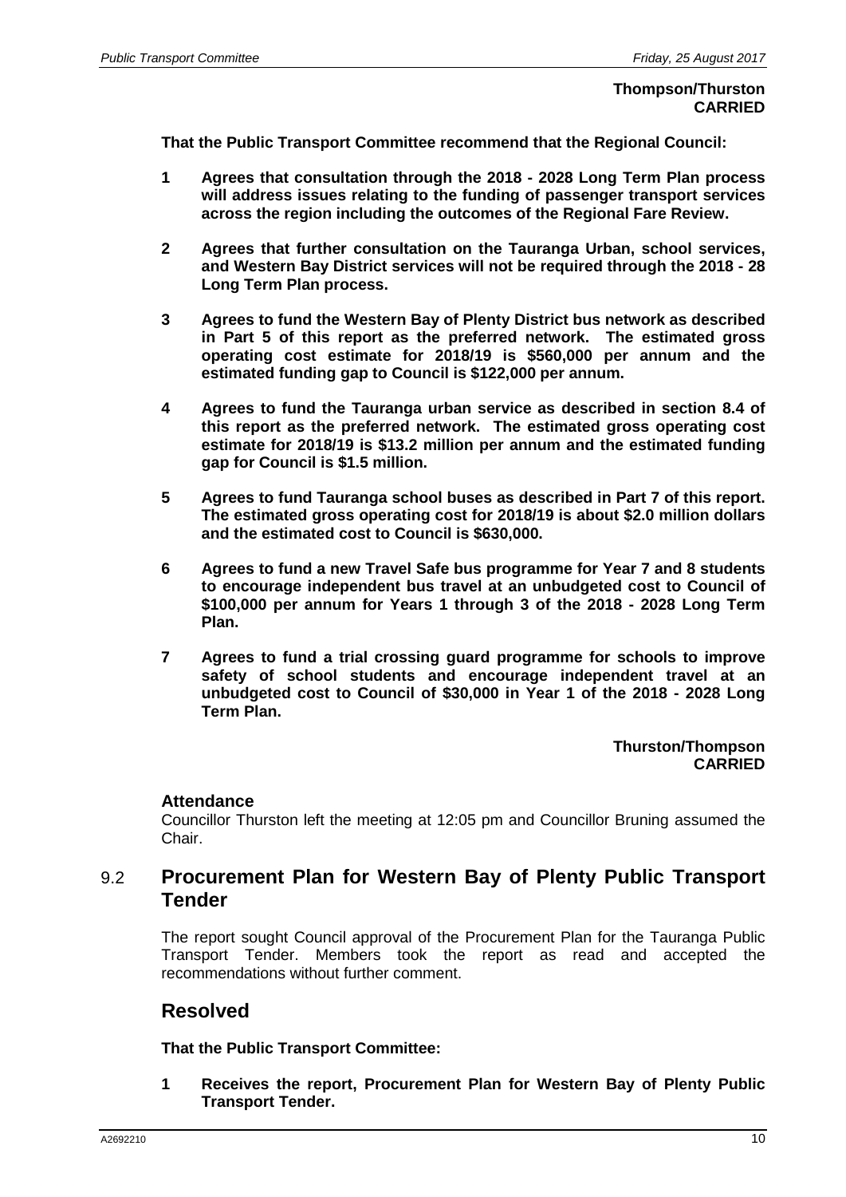**Thompson/Thurston**
**CARRIED**

**That the Public Transport Committee recommend that the Regional Council:**

**1 Agrees that consultation through the 2018 - 2028 Long Term Plan process will address issues relating to the funding of passenger transport services across the region including the outcomes of the Regional Fare Review.**

**2 Agrees that further consultation on the Tauranga Urban, school services, and Western Bay District services will not be required through the 2018 - 28 Long Term Plan process.**

**3 Agrees to fund the Western Bay of Plenty District bus network as described in Part 5 of this report as the preferred network. The estimated gross operating cost estimate for 2018/19 is $560,000 per annum and the estimated funding gap to Council is $122,000 per annum.**

**4 Agrees to fund the Tauranga urban service as described in section 8.4 of this report as the preferred network. The estimated gross operating cost estimate for 2018/19 is $13.2 million per annum and the estimated funding gap for Council is $1.5 million.**

**5 Agrees to fund Tauranga school buses as described in Part 7 of this report. The estimated gross operating cost for 2018/19 is about $2.0 million dollars and the estimated cost to Council is $630,000.**

**6 Agrees to fund a new Travel Safe bus programme for Year 7 and 8 students to encourage independent bus travel at an unbudgeted cost to Council of $100,000 per annum for Years 1 through 3 of the 2018 - 2028 Long Term Plan.**

**7 Agrees to fund a trial crossing guard programme for schools to improve safety of school students and encourage independent travel at an unbudgeted cost to Council of $30,000 in Year 1 of the 2018 - 2028 Long Term Plan.**

**Thurston/Thompson**
**CARRIED**

### Attendance

Councillor Thurston left the meeting at 12:05 pm and Councillor Bruning assumed the Chair.

## 9.2 Procurement Plan for Western Bay of Plenty Public Transport Tender

The report sought Council approval of the Procurement Plan for the Tauranga Public Transport Tender. Members took the report as read and accepted the recommendations without further comment.

## Resolved

**That the Public Transport Committee:**

**1 Receives the report, Procurement Plan for Western Bay of Plenty Public Transport Tender.**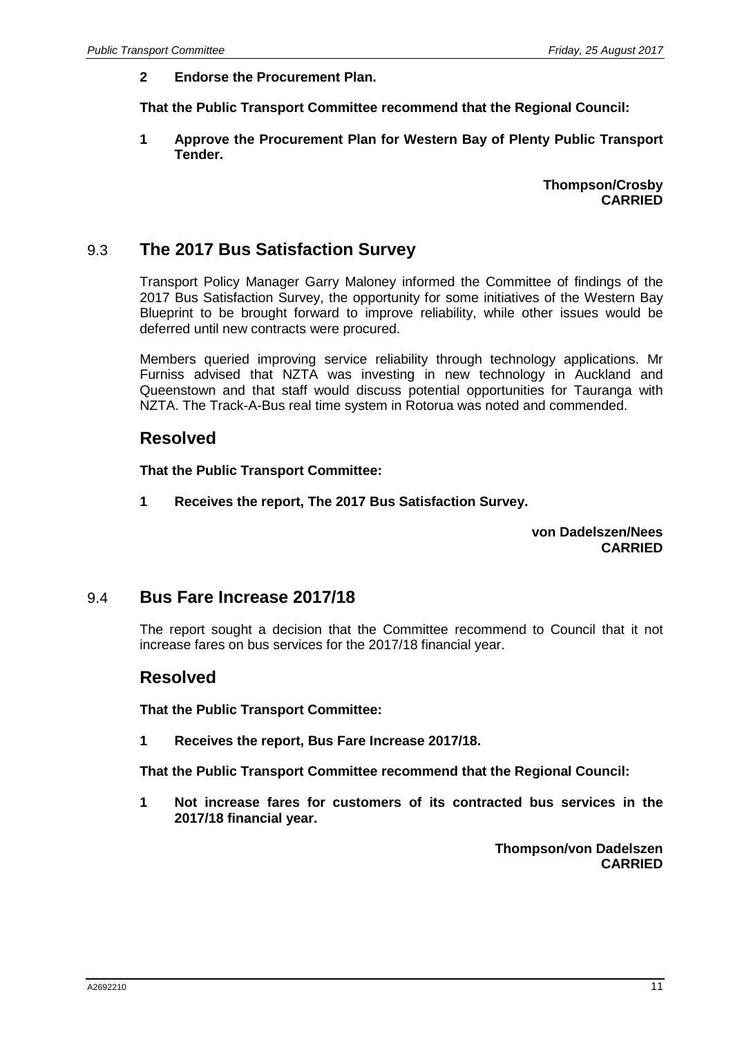**2 Endorse the Procurement Plan.**

**That the Public Transport Committee recommend that the Regional Council:**

**1 Approve the Procurement Plan for Western Bay of Plenty Public Transport Tender.**

**Thompson/Crosby**
**CARRIED**

## 9.3 The 2017 Bus Satisfaction Survey

Transport Policy Manager Garry Maloney informed the Committee of findings of the 2017 Bus Satisfaction Survey, the opportunity for some initiatives of the Western Bay Blueprint to be brought forward to improve reliability, while other issues would be deferred until new contracts were procured.

Members queried improving service reliability through technology applications. Mr Furniss advised that NZTA was investing in new technology in Auckland and Queenstown and that staff would discuss potential opportunities for Tauranga with NZTA. The Track-A-Bus real time system in Rotorua was noted and commended.

### Resolved

**That the Public Transport Committee:**

**1 Receives the report, The 2017 Bus Satisfaction Survey.**

**von Dadelszen/Nees**
**CARRIED**

## 9.4 Bus Fare Increase 2017/18

The report sought a decision that the Committee recommend to Council that it not increase fares on bus services for the 2017/18 financial year.

### Resolved

**That the Public Transport Committee:**

**1 Receives the report, Bus Fare Increase 2017/18.**

**That the Public Transport Committee recommend that the Regional Council:**

**1 Not increase fares for customers of its contracted bus services in the 2017/18 financial year.**

**Thompson/von Dadelszen**
**CARRIED**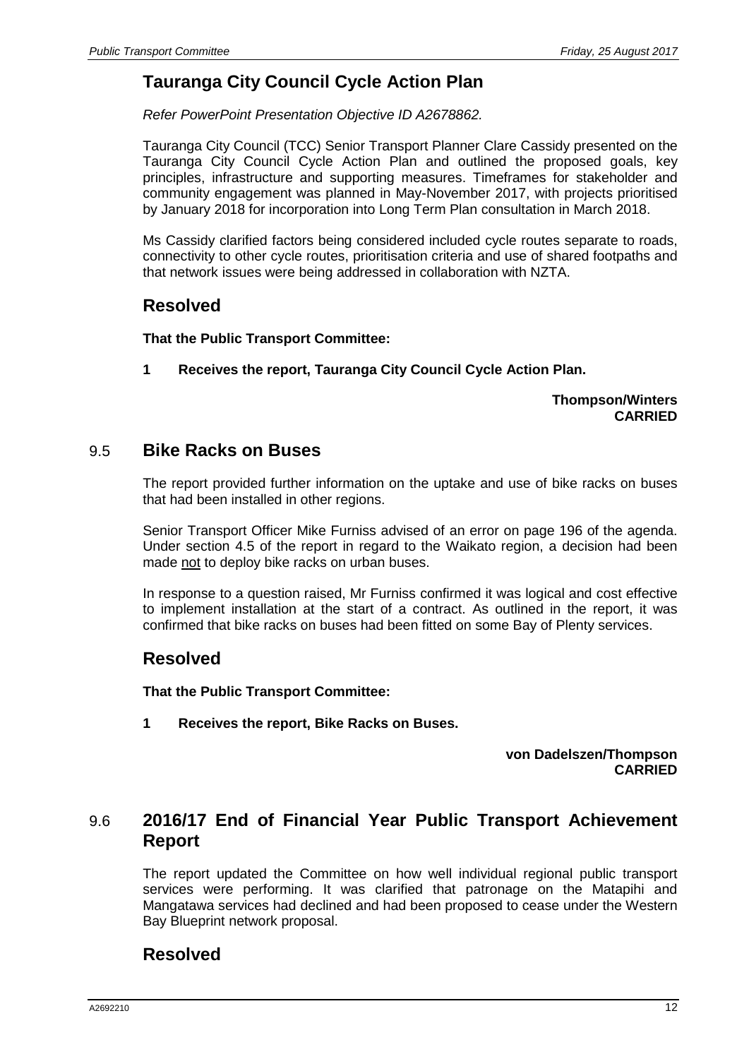## Tauranga City Council Cycle Action Plan

*Refer PowerPoint Presentation Objective ID A2678862.*

Tauranga City Council (TCC) Senior Transport Planner Clare Cassidy presented on the Tauranga City Council Cycle Action Plan and outlined the proposed goals, key principles, infrastructure and supporting measures. Timeframes for stakeholder and community engagement was planned in May-November 2017, with projects prioritised by January 2018 for incorporation into Long Term Plan consultation in March 2018.

Ms Cassidy clarified factors being considered included cycle routes separate to roads, connectivity to other cycle routes, prioritisation criteria and use of shared footpaths and that network issues were being addressed in collaboration with NZTA.

## Resolved

**That the Public Transport Committee:**

**1 Receives the report, Tauranga City Council Cycle Action Plan.**

**Thompson/Winters**
**CARRIED**

## 9.5 Bike Racks on Buses

The report provided further information on the uptake and use of bike racks on buses that had been installed in other regions.

Senior Transport Officer Mike Furniss advised of an error on page 196 of the agenda. Under section 4.5 of the report in regard to the Waikato region, a decision had been made <u>not</u> to deploy bike racks on urban buses.

In response to a question raised, Mr Furniss confirmed it was logical and cost effective to implement installation at the start of a contract. As outlined in the report, it was confirmed that bike racks on buses had been fitted on some Bay of Plenty services.

## Resolved

**That the Public Transport Committee:**

**1 Receives the report, Bike Racks on Buses.**

**von Dadelszen/Thompson**
**CARRIED**

## 9.6 2016/17 End of Financial Year Public Transport Achievement Report

The report updated the Committee on how well individual regional public transport services were performing. It was clarified that patronage on the Matapihi and Mangatawa services had declined and had been proposed to cease under the Western Bay Blueprint network proposal.

## Resolved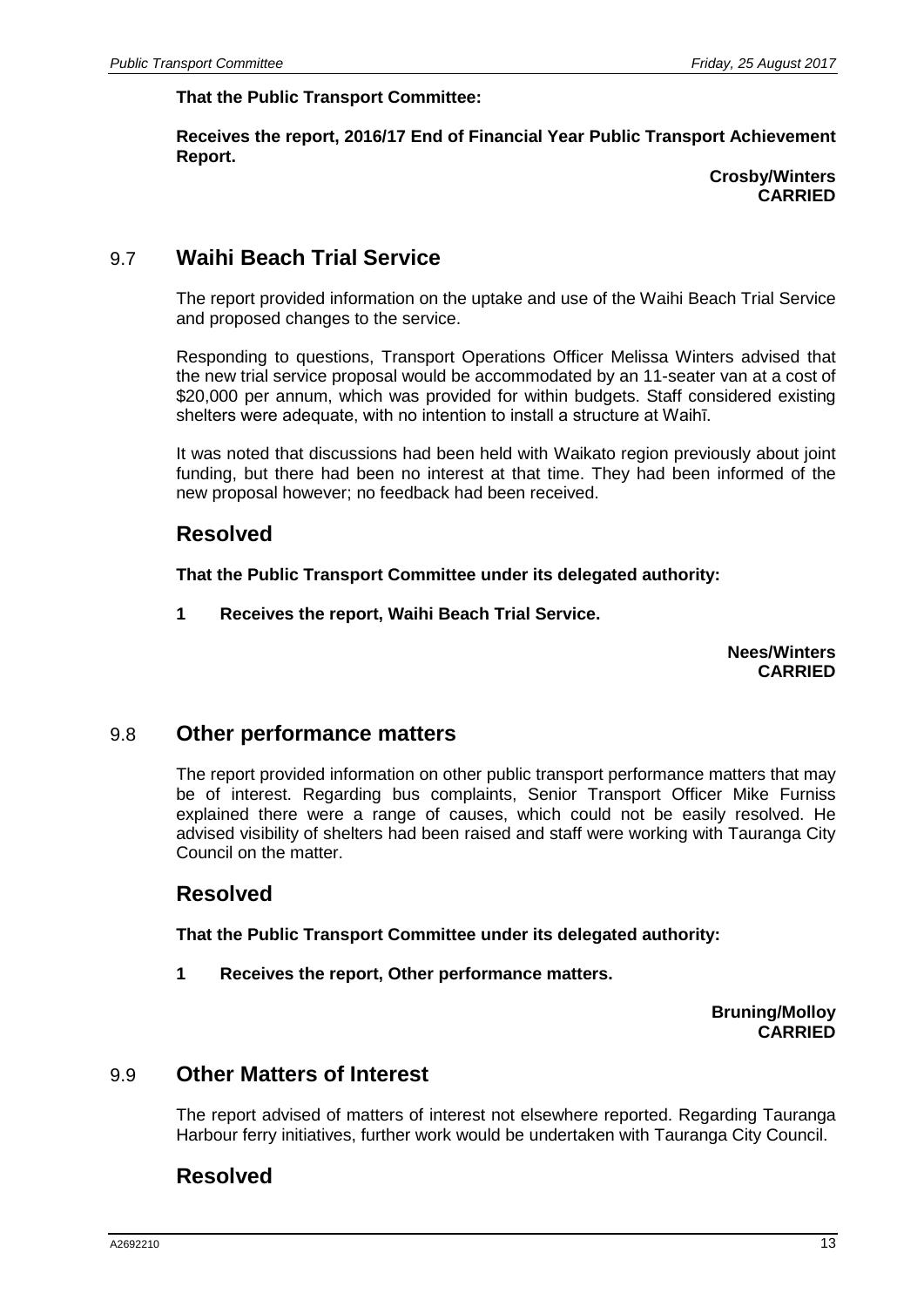**That the Public Transport Committee:**

**Receives the report, 2016/17 End of Financial Year Public Transport Achievement Report.**

**Crosby/Winters**
**CARRIED**

## 9.7 Waihi Beach Trial Service

The report provided information on the uptake and use of the Waihi Beach Trial Service and proposed changes to the service.

Responding to questions, Transport Operations Officer Melissa Winters advised that the new trial service proposal would be accommodated by an 11-seater van at a cost of $20,000 per annum, which was provided for within budgets. Staff considered existing shelters were adequate, with no intention to install a structure at Waihī.

It was noted that discussions had been held with Waikato region previously about joint funding, but there had been no interest at that time. They had been informed of the new proposal however; no feedback had been received.

### Resolved

**That the Public Transport Committee under its delegated authority:**

**1 Receives the report, Waihi Beach Trial Service.**

**Nees/Winters**
**CARRIED**

## 9.8 Other performance matters

The report provided information on other public transport performance matters that may be of interest. Regarding bus complaints, Senior Transport Officer Mike Furniss explained there were a range of causes, which could not be easily resolved. He advised visibility of shelters had been raised and staff were working with Tauranga City Council on the matter.

### Resolved

**That the Public Transport Committee under its delegated authority:**

**1 Receives the report, Other performance matters.**

**Bruning/Molloy**
**CARRIED**

## 9.9 Other Matters of Interest

The report advised of matters of interest not elsewhere reported. Regarding Tauranga Harbour ferry initiatives, further work would be undertaken with Tauranga City Council.

### Resolved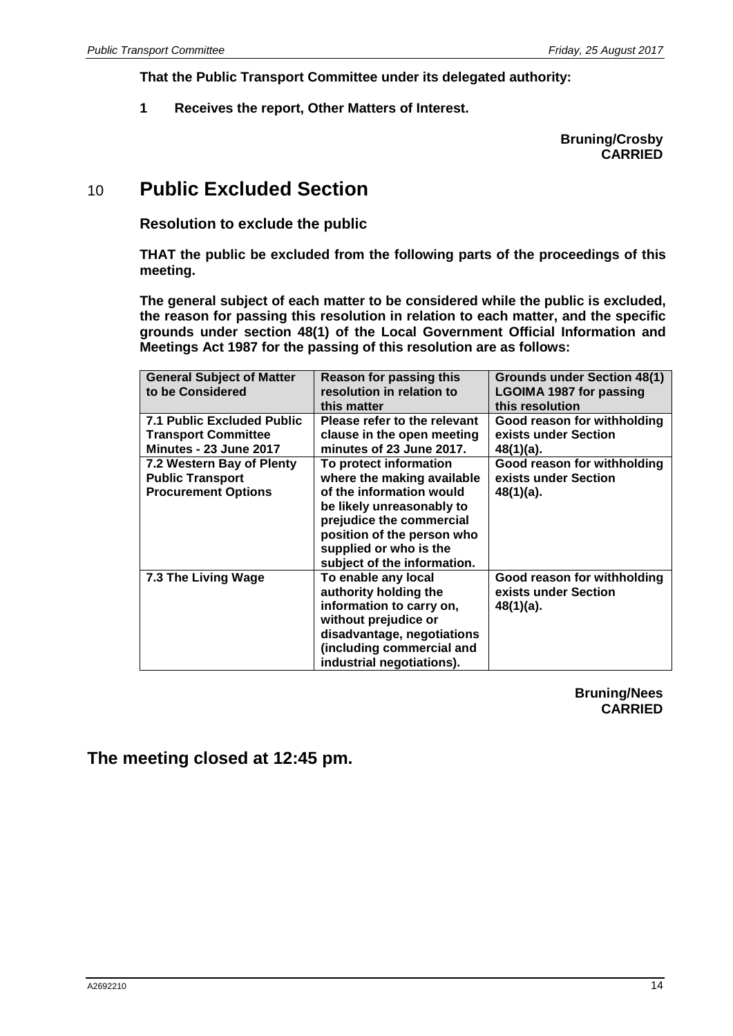**That the Public Transport Committee under its delegated authority:**

**1 Receives the report, Other Matters of Interest.**

**Bruning/Crosby**
**CARRIED**

# 10 Public Excluded Section

**Resolution to exclude the public**

**THAT the public be excluded from the following parts of the proceedings of this meeting.**

**The general subject of each matter to be considered while the public is excluded, the reason for passing this resolution in relation to each matter, and the specific grounds under section 48(1) of the Local Government Official Information and Meetings Act 1987 for the passing of this resolution are as follows:**

| General Subject of Matter to be Considered | Reason for passing this resolution in relation to this matter | Grounds under Section 48(1) LGOIMA 1987 for passing this resolution |
|---|---|---|
| **7.1 Public Excluded Public Transport Committee Minutes - 23 June 2017** | **Please refer to the relevant clause in the open meeting minutes of 23 June 2017.** | **Good reason for withholding exists under Section 48(1)(a).** |
| **7.2 Western Bay of Plenty Public Transport Procurement Options** | **To protect information where the making available of the information would be likely unreasonably to prejudice the commercial position of the person who supplied or who is the subject of the information.** | **Good reason for withholding exists under Section 48(1)(a).** |
| **7.3 The Living Wage** | **To enable any local authority holding the information to carry on, without prejudice or disadvantage, negotiations (including commercial and industrial negotiations).** | **Good reason for withholding exists under Section 48(1)(a).** |

**Bruning/Nees**
**CARRIED**

## The meeting closed at 12:45 pm.